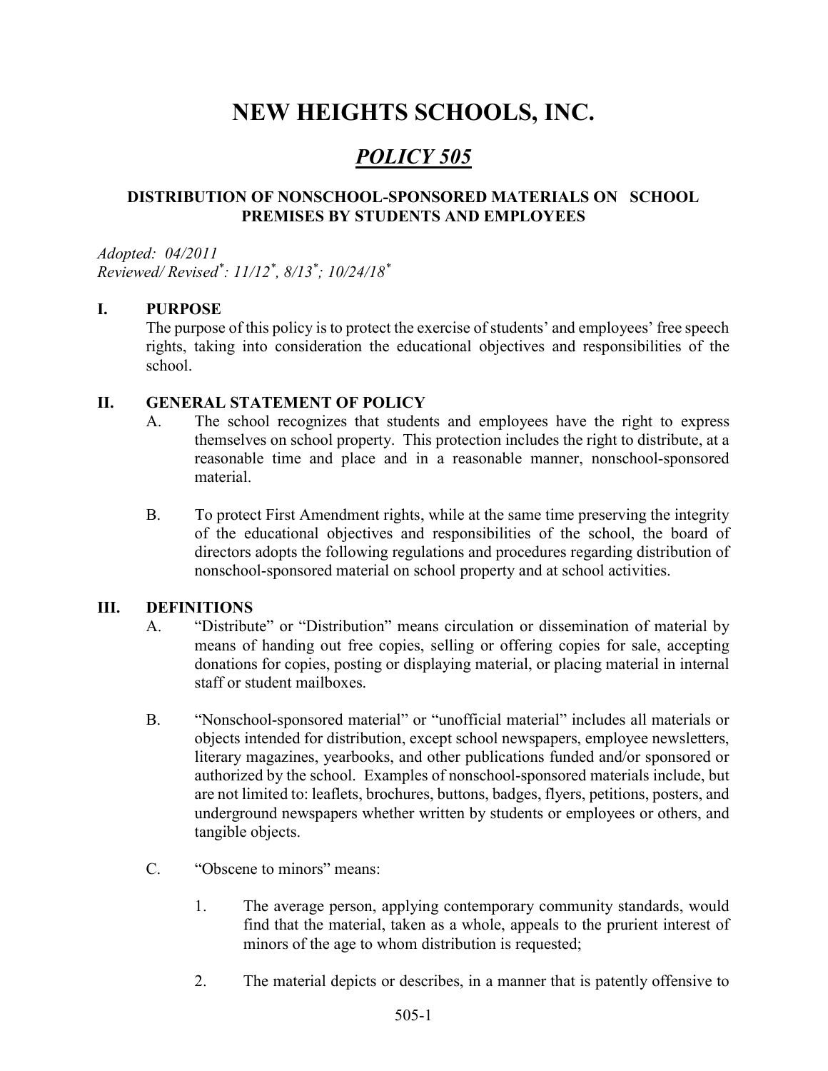# NEW HEIGHTS SCHOOLS, INC.

## *POLICY 505*

### DISTRIBUTION OF NONSCHOOL-SPONSORED MATERIALS ON SCHOOL PREMISES BY STUDENTS AND EMPLOYEES

*Adopted: 04/2011*
*Reviewed/ Revised\*: 11/12\*, 8/13\*; 10/24/18\**

**I. PURPOSE**

The purpose of this policy is to protect the exercise of students' and employees' free speech rights, taking into consideration the educational objectives and responsibilities of the school.

**II. GENERAL STATEMENT OF POLICY**

A. The school recognizes that students and employees have the right to express themselves on school property. This protection includes the right to distribute, at a reasonable time and place and in a reasonable manner, nonschool-sponsored material.

B. To protect First Amendment rights, while at the same time preserving the integrity of the educational objectives and responsibilities of the school, the board of directors adopts the following regulations and procedures regarding distribution of nonschool-sponsored material on school property and at school activities.

**III. DEFINITIONS**

A. "Distribute" or "Distribution" means circulation or dissemination of material by means of handing out free copies, selling or offering copies for sale, accepting donations for copies, posting or displaying material, or placing material in internal staff or student mailboxes.

B. "Nonschool-sponsored material" or "unofficial material" includes all materials or objects intended for distribution, except school newspapers, employee newsletters, literary magazines, yearbooks, and other publications funded and/or sponsored or authorized by the school. Examples of nonschool-sponsored materials include, but are not limited to: leaflets, brochures, buttons, badges, flyers, petitions, posters, and underground newspapers whether written by students or employees or others, and tangible objects.

C. "Obscene to minors" means:

1. The average person, applying contemporary community standards, would find that the material, taken as a whole, appeals to the prurient interest of minors of the age to whom distribution is requested;

2. The material depicts or describes, in a manner that is patently offensive to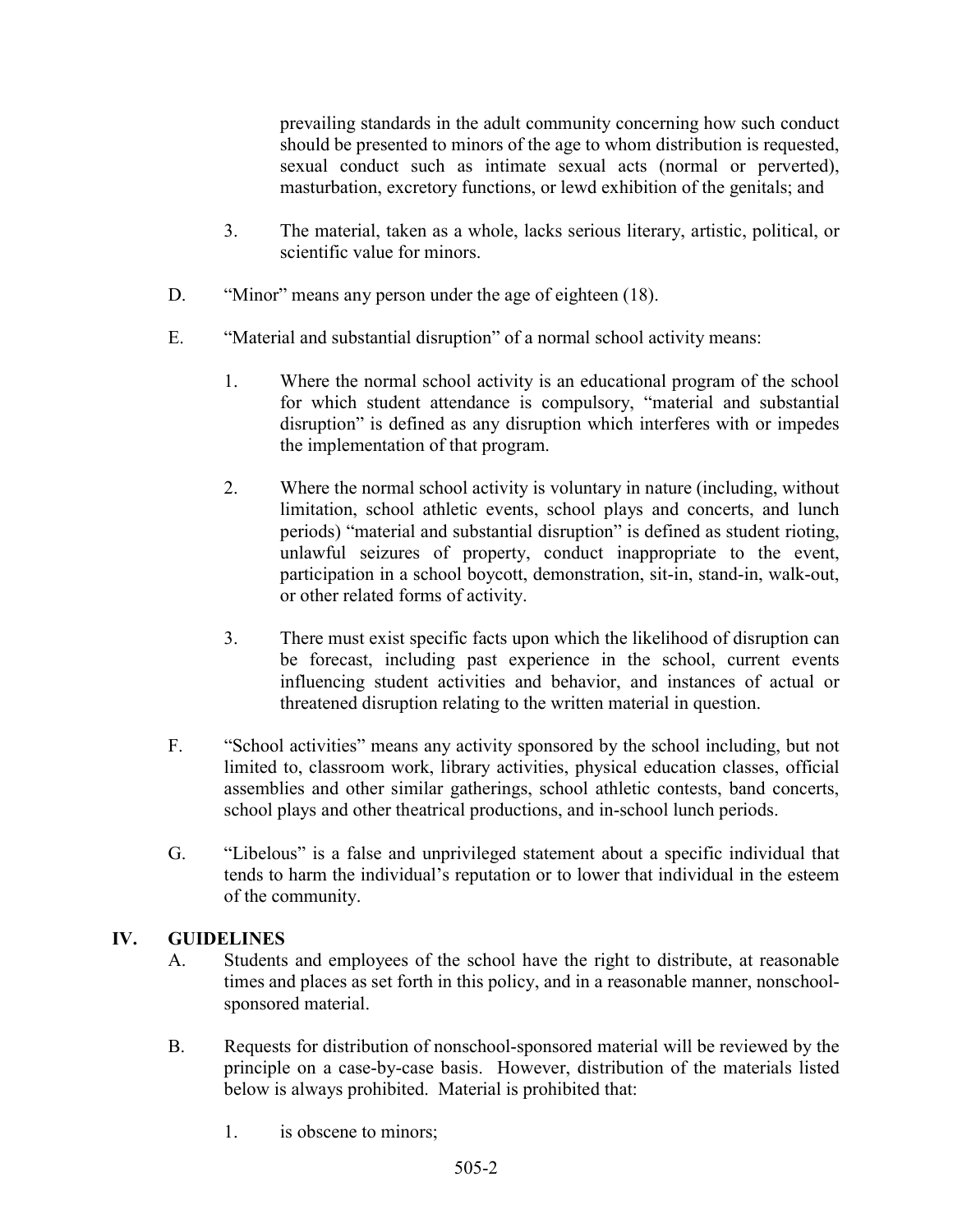prevailing standards in the adult community concerning how such conduct should be presented to minors of the age to whom distribution is requested, sexual conduct such as intimate sexual acts (normal or perverted), masturbation, excretory functions, or lewd exhibition of the genitals; and

3. The material, taken as a whole, lacks serious literary, artistic, political, or scientific value for minors.

D. "Minor" means any person under the age of eighteen (18).

E. "Material and substantial disruption" of a normal school activity means:

1. Where the normal school activity is an educational program of the school for which student attendance is compulsory, "material and substantial disruption" is defined as any disruption which interferes with or impedes the implementation of that program.

2. Where the normal school activity is voluntary in nature (including, without limitation, school athletic events, school plays and concerts, and lunch periods) "material and substantial disruption" is defined as student rioting, unlawful seizures of property, conduct inappropriate to the event, participation in a school boycott, demonstration, sit-in, stand-in, walk-out, or other related forms of activity.

3. There must exist specific facts upon which the likelihood of disruption can be forecast, including past experience in the school, current events influencing student activities and behavior, and instances of actual or threatened disruption relating to the written material in question.

F. "School activities" means any activity sponsored by the school including, but not limited to, classroom work, library activities, physical education classes, official assemblies and other similar gatherings, school athletic contests, band concerts, school plays and other theatrical productions, and in-school lunch periods.

G. "Libelous" is a false and unprivileged statement about a specific individual that tends to harm the individual's reputation or to lower that individual in the esteem of the community.

## IV. GUIDELINES

A. Students and employees of the school have the right to distribute, at reasonable times and places as set forth in this policy, and in a reasonable manner, nonschool-sponsored material.

B. Requests for distribution of nonschool-sponsored material will be reviewed by the principle on a case-by-case basis. However, distribution of the materials listed below is always prohibited. Material is prohibited that:

1. is obscene to minors;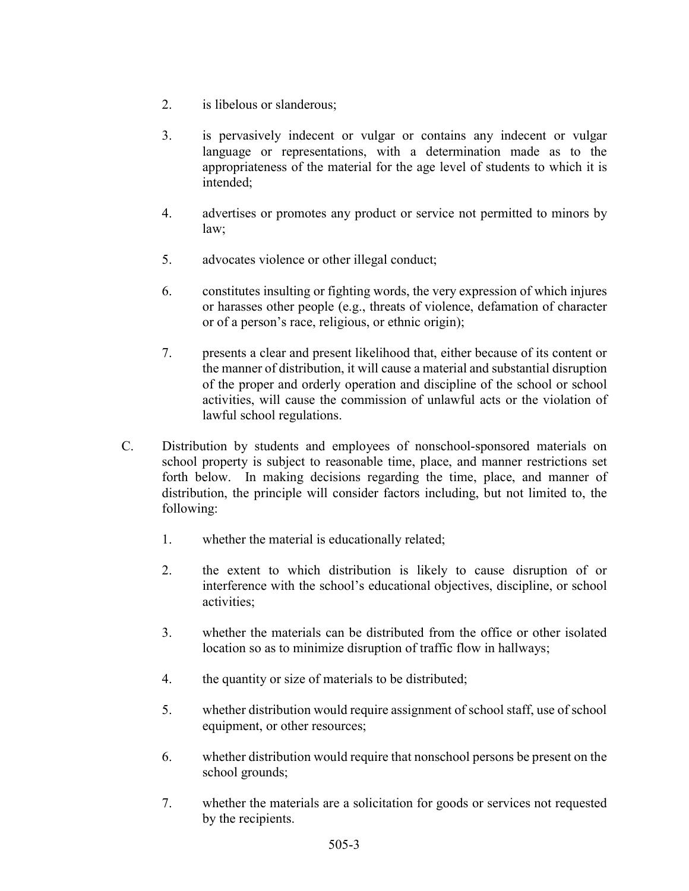2. is libelous or slanderous;

3. is pervasively indecent or vulgar or contains any indecent or vulgar language or representations, with a determination made as to the appropriateness of the material for the age level of students to which it is intended;

4. advertises or promotes any product or service not permitted to minors by law;

5. advocates violence or other illegal conduct;

6. constitutes insulting or fighting words, the very expression of which injures or harasses other people (e.g., threats of violence, defamation of character or of a person's race, religious, or ethnic origin);

7. presents a clear and present likelihood that, either because of its content or the manner of distribution, it will cause a material and substantial disruption of the proper and orderly operation and discipline of the school or school activities, will cause the commission of unlawful acts or the violation of lawful school regulations.

C. Distribution by students and employees of nonschool-sponsored materials on school property is subject to reasonable time, place, and manner restrictions set forth below. In making decisions regarding the time, place, and manner of distribution, the principle will consider factors including, but not limited to, the following:

   1. whether the material is educationally related;

   2. the extent to which distribution is likely to cause disruption of or interference with the school's educational objectives, discipline, or school activities;

   3. whether the materials can be distributed from the office or other isolated location so as to minimize disruption of traffic flow in hallways;

   4. the quantity or size of materials to be distributed;

   5. whether distribution would require assignment of school staff, use of school equipment, or other resources;

   6. whether distribution would require that nonschool persons be present on the school grounds;

   7. whether the materials are a solicitation for goods or services not requested by the recipients.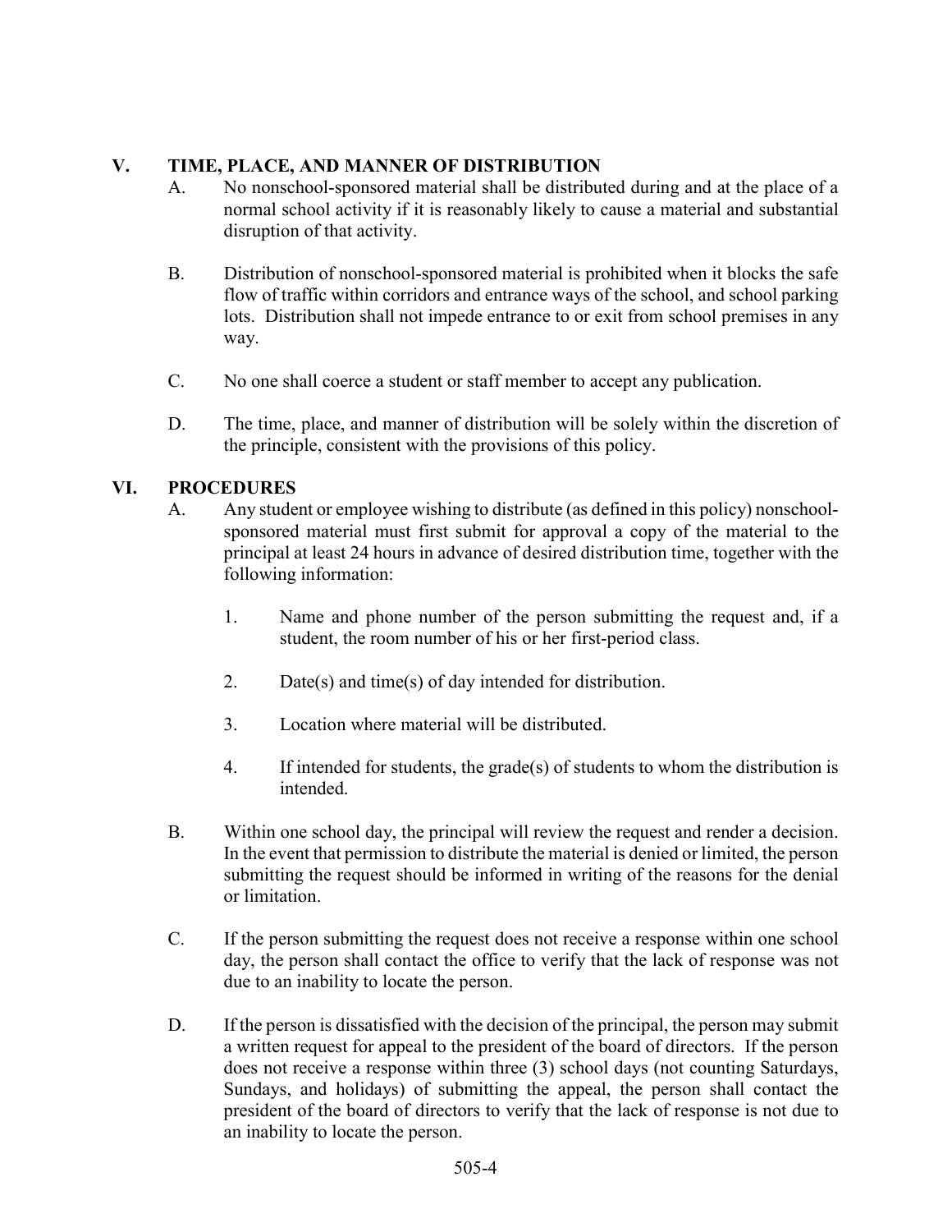## V. TIME, PLACE, AND MANNER OF DISTRIBUTION

A. No nonschool-sponsored material shall be distributed during and at the place of a normal school activity if it is reasonably likely to cause a material and substantial disruption of that activity.

B. Distribution of nonschool-sponsored material is prohibited when it blocks the safe flow of traffic within corridors and entrance ways of the school, and school parking lots. Distribution shall not impede entrance to or exit from school premises in any way.

C. No one shall coerce a student or staff member to accept any publication.

D. The time, place, and manner of distribution will be solely within the discretion of the principle, consistent with the provisions of this policy.

## VI. PROCEDURES

A. Any student or employee wishing to distribute (as defined in this policy) nonschool-sponsored material must first submit for approval a copy of the material to the principal at least 24 hours in advance of desired distribution time, together with the following information:

1. Name and phone number of the person submitting the request and, if a student, the room number of his or her first-period class.

2. Date(s) and time(s) of day intended for distribution.

3. Location where material will be distributed.

4. If intended for students, the grade(s) of students to whom the distribution is intended.

B. Within one school day, the principal will review the request and render a decision. In the event that permission to distribute the material is denied or limited, the person submitting the request should be informed in writing of the reasons for the denial or limitation.

C. If the person submitting the request does not receive a response within one school day, the person shall contact the office to verify that the lack of response was not due to an inability to locate the person.

D. If the person is dissatisfied with the decision of the principal, the person may submit a written request for appeal to the president of the board of directors. If the person does not receive a response within three (3) school days (not counting Saturdays, Sundays, and holidays) of submitting the appeal, the person shall contact the president of the board of directors to verify that the lack of response is not due to an inability to locate the person.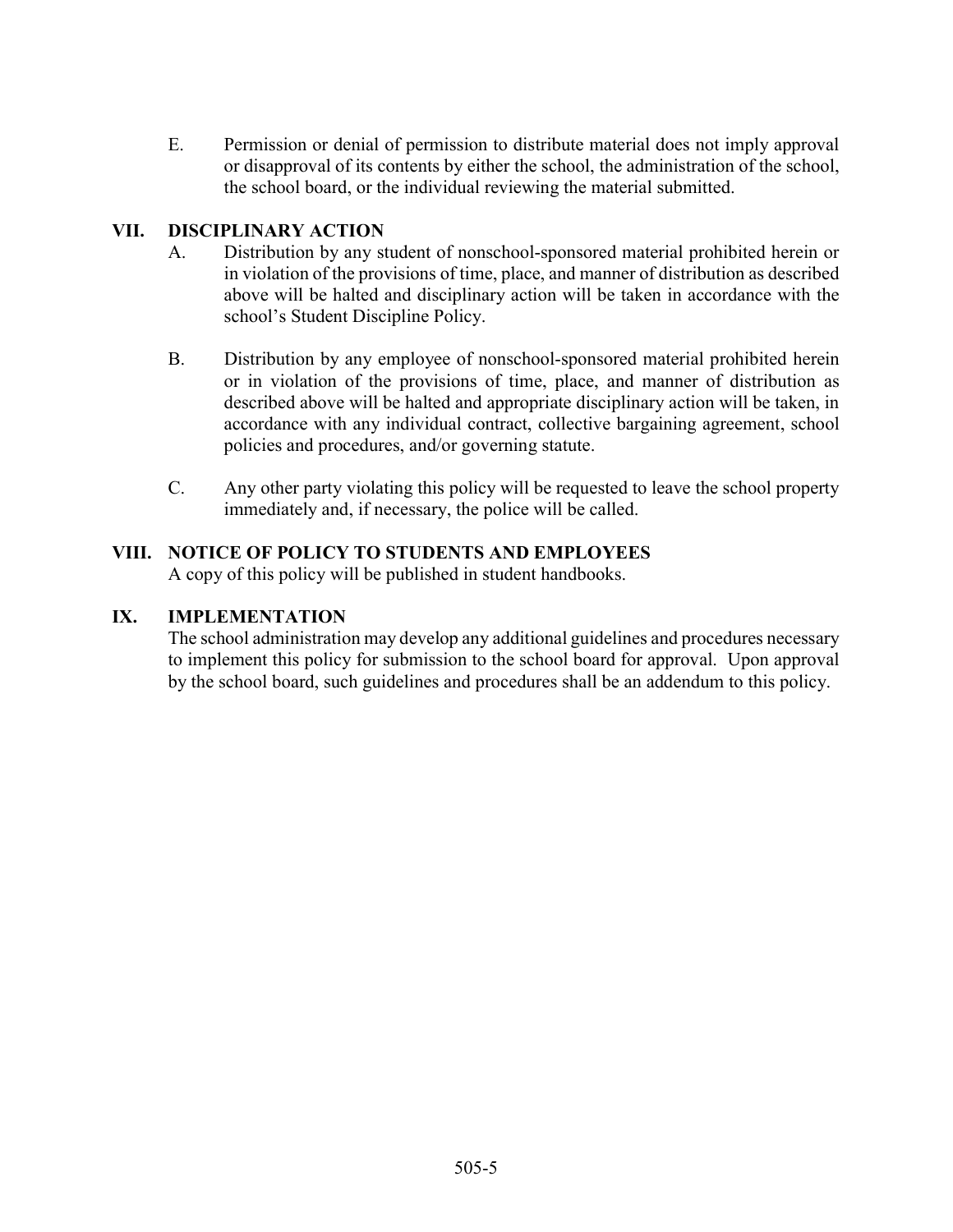E. Permission or denial of permission to distribute material does not imply approval or disapproval of its contents by either the school, the administration of the school, the school board, or the individual reviewing the material submitted.

## VII. DISCIPLINARY ACTION

A. Distribution by any student of nonschool-sponsored material prohibited herein or in violation of the provisions of time, place, and manner of distribution as described above will be halted and disciplinary action will be taken in accordance with the school's Student Discipline Policy.

B. Distribution by any employee of nonschool-sponsored material prohibited herein or in violation of the provisions of time, place, and manner of distribution as described above will be halted and appropriate disciplinary action will be taken, in accordance with any individual contract, collective bargaining agreement, school policies and procedures, and/or governing statute.

C. Any other party violating this policy will be requested to leave the school property immediately and, if necessary, the police will be called.

## VIII. NOTICE OF POLICY TO STUDENTS AND EMPLOYEES

A copy of this policy will be published in student handbooks.

## IX. IMPLEMENTATION

The school administration may develop any additional guidelines and procedures necessary to implement this policy for submission to the school board for approval. Upon approval by the school board, such guidelines and procedures shall be an addendum to this policy.